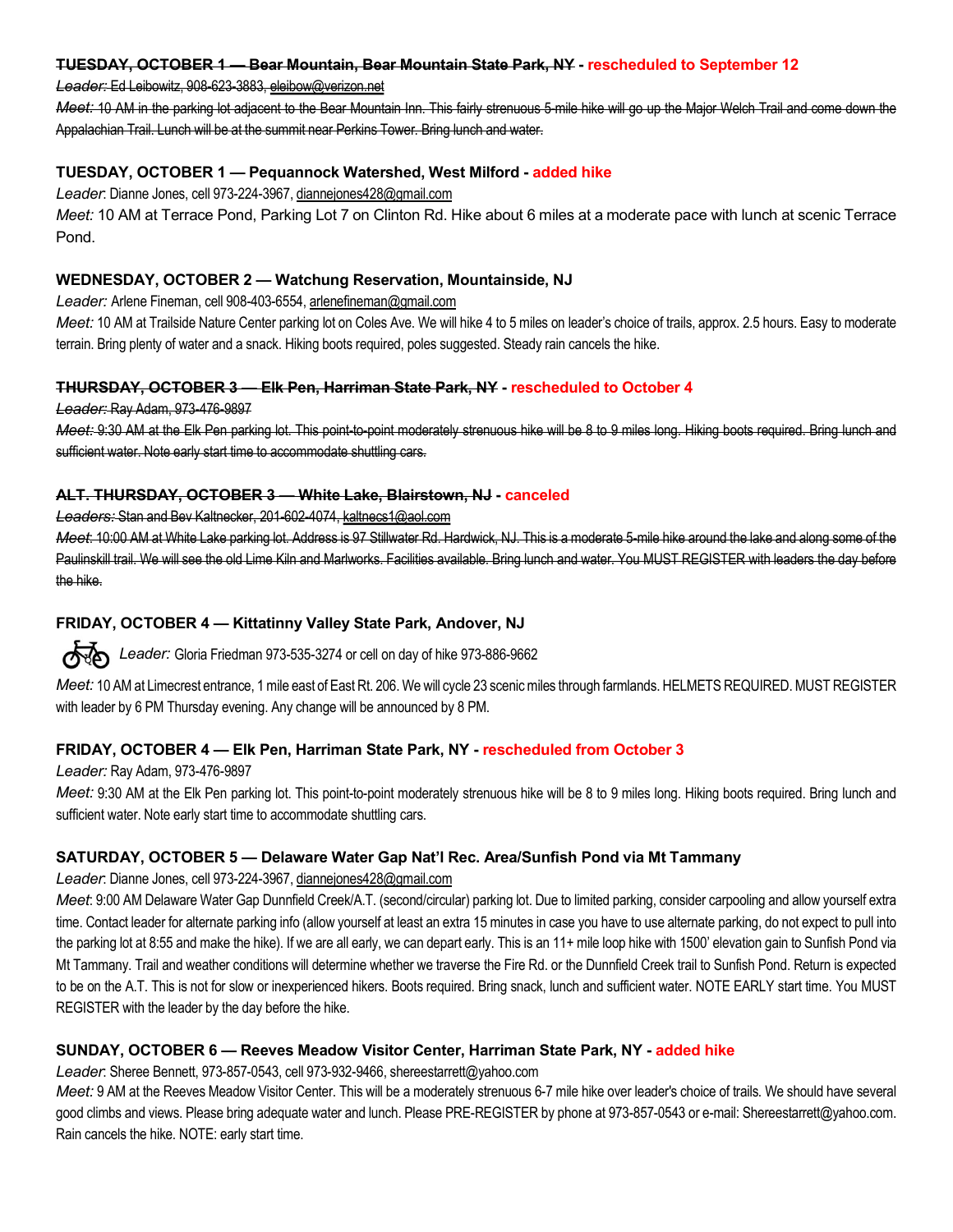**~~TUESDAY, OCTOBER 1 — Bear Mountain, Bear Mountain State Park, NY~~ - rescheduled to September 12**

~~*Leader:* Ed Leibowitz, 908-623-3883, eleibow@verizon.net~~

~~*Meet:* 10 AM in the parking lot adjacent to the Bear Mountain Inn. This fairly strenuous 5-mile hike will go up the Major Welch Trail and come down the Appalachian Trail. Lunch will be at the summit near Perkins Tower. Bring lunch and water.~~

**TUESDAY, OCTOBER 1 — Pequannock Watershed, West Milford - added hike**

*Leader*: Dianne Jones, cell 973-224-3967, diannejones428@gmail.com

*Meet:* 10 AM at Terrace Pond, Parking Lot 7 on Clinton Rd. Hike about 6 miles at a moderate pace with lunch at scenic Terrace Pond.

**WEDNESDAY, OCTOBER 2 — Watchung Reservation, Mountainside, NJ**

*Leader:* Arlene Fineman, cell 908-403-6554, arlenefineman@gmail.com

*Meet:* 10 AM at Trailside Nature Center parking lot on Coles Ave. We will hike 4 to 5 miles on leader's choice of trails, approx. 2.5 hours. Easy to moderate terrain. Bring plenty of water and a snack. Hiking boots required, poles suggested. Steady rain cancels the hike.

**~~THURSDAY, OCTOBER 3 — Elk Pen, Harriman State Park, NY~~ - rescheduled to October 4**

~~*Leader:* Ray Adam, 973-476-9897~~

~~*Meet:* 9:30 AM at the Elk Pen parking lot. This point-to-point moderately strenuous hike will be 8 to 9 miles long. Hiking boots required. Bring lunch and sufficient water. Note early start time to accommodate shuttling cars.~~

**~~ALT. THURSDAY, OCTOBER 3 — White Lake, Blairstown, NJ~~ - canceled**

~~*Leaders:* Stan and Bev Kaltnecker, 201-602-4074, kaltnecs1@aol.com~~

~~*Meet*: 10:00 AM at White Lake parking lot. Address is 97 Stillwater Rd. Hardwick, NJ. This is a moderate 5-mile hike around the lake and along some of the Paulinskill trail. We will see the old Lime Kiln and Marlworks. Facilities available. Bring lunch and water. You MUST REGISTER with leaders the day before the hike.~~

**FRIDAY, OCTOBER 4 — Kittatinny Valley State Park, Andover, NJ**

*Leader:* Gloria Friedman 973-535-3274 or cell on day of hike 973-886-9662

*Meet:* 10 AM at Limecrest entrance, 1 mile east of East Rt. 206. We will cycle 23 scenic miles through farmlands. HELMETS REQUIRED. MUST REGISTER with leader by 6 PM Thursday evening. Any change will be announced by 8 PM.

**FRIDAY, OCTOBER 4 — Elk Pen, Harriman State Park, NY - rescheduled from October 3**

*Leader:* Ray Adam, 973-476-9897

*Meet:* 9:30 AM at the Elk Pen parking lot. This point-to-point moderately strenuous hike will be 8 to 9 miles long. Hiking boots required. Bring lunch and sufficient water. Note early start time to accommodate shuttling cars.

**SATURDAY, OCTOBER 5 — Delaware Water Gap Nat'l Rec. Area/Sunfish Pond via Mt Tammany**

*Leader*: Dianne Jones, cell 973-224-3967, diannejones428@gmail.com

*Meet*: 9:00 AM Delaware Water Gap Dunnfield Creek/A.T. (second/circular) parking lot. Due to limited parking, consider carpooling and allow yourself extra time. Contact leader for alternate parking info (allow yourself at least an extra 15 minutes in case you have to use alternate parking, do not expect to pull into the parking lot at 8:55 and make the hike). If we are all early, we can depart early. This is an 11+ mile loop hike with 1500' elevation gain to Sunfish Pond via Mt Tammany. Trail and weather conditions will determine whether we traverse the Fire Rd. or the Dunnfield Creek trail to Sunfish Pond. Return is expected to be on the A.T. This is not for slow or inexperienced hikers. Boots required. Bring snack, lunch and sufficient water. NOTE EARLY start time. You MUST REGISTER with the leader by the day before the hike.

**SUNDAY, OCTOBER 6 — Reeves Meadow Visitor Center, Harriman State Park, NY - added hike**

*Leader*: Sheree Bennett, 973-857-0543, cell 973-932-9466, shereestarrett@yahoo.com

*Meet:* 9 AM at the Reeves Meadow Visitor Center. This will be a moderately strenuous 6-7 mile hike over leader's choice of trails. We should have several good climbs and views. Please bring adequate water and lunch. Please PRE-REGISTER by phone at 973-857-0543 or e-mail: Shereestarrett@yahoo.com. Rain cancels the hike. NOTE: early start time.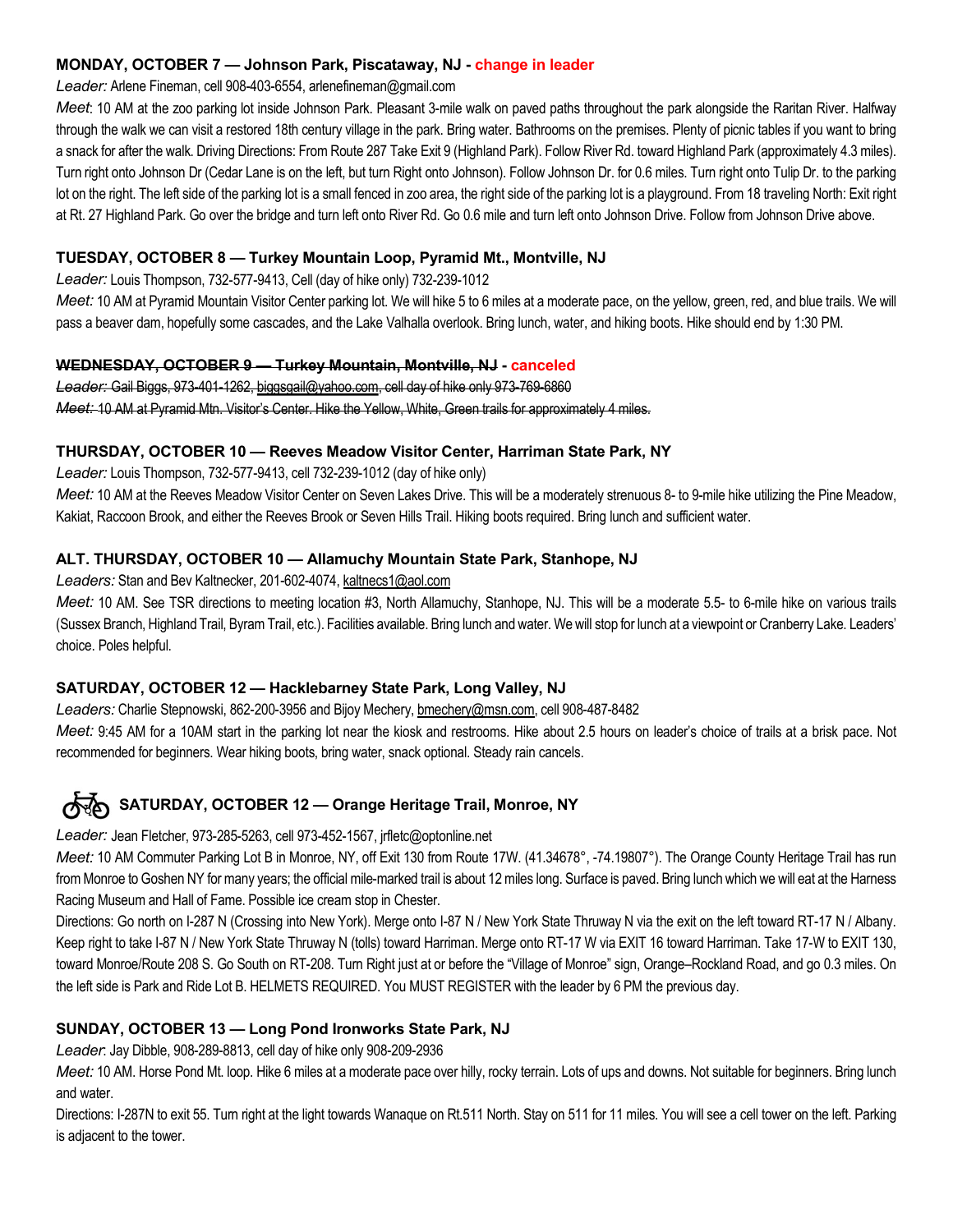### MONDAY, OCTOBER 7 — Johnson Park, Piscataway, NJ - change in leader

*Leader:* Arlene Fineman, cell 908-403-6554, arlenefineman@gmail.com

*Meet*: 10 AM at the zoo parking lot inside Johnson Park. Pleasant 3-mile walk on paved paths throughout the park alongside the Raritan River. Halfway through the walk we can visit a restored 18th century village in the park. Bring water. Bathrooms on the premises. Plenty of picnic tables if you want to bring a snack for after the walk. Driving Directions: From Route 287 Take Exit 9 (Highland Park). Follow River Rd. toward Highland Park (approximately 4.3 miles). Turn right onto Johnson Dr (Cedar Lane is on the left, but turn Right onto Johnson). Follow Johnson Dr. for 0.6 miles. Turn right onto Tulip Dr. to the parking lot on the right. The left side of the parking lot is a small fenced in zoo area, the right side of the parking lot is a playground. From 18 traveling North: Exit right at Rt. 27 Highland Park. Go over the bridge and turn left onto River Rd. Go 0.6 mile and turn left onto Johnson Drive. Follow from Johnson Drive above.

### TUESDAY, OCTOBER 8 — Turkey Mountain Loop, Pyramid Mt., Montville, NJ

*Leader:* Louis Thompson, 732-577-9413, Cell (day of hike only) 732-239-1012

*Meet:* 10 AM at Pyramid Mountain Visitor Center parking lot. We will hike 5 to 6 miles at a moderate pace, on the yellow, green, red, and blue trails. We will pass a beaver dam, hopefully some cascades, and the Lake Valhalla overlook. Bring lunch, water, and hiking boots. Hike should end by 1:30 PM.

### ~~WEDNESDAY, OCTOBER 9 — Turkey Mountain, Montville, NJ~~ - canceled

~~*Leader:* Gail Biggs, 973-401-1262, biggsgail@yahoo.com, cell day of hike only 973-769-6860~~

~~*Meet:* 10 AM at Pyramid Mtn. Visitor's Center. Hike the Yellow, White, Green trails for approximately 4 miles.~~

### THURSDAY, OCTOBER 10 — Reeves Meadow Visitor Center, Harriman State Park, NY

*Leader:* Louis Thompson, 732-577-9413, cell 732-239-1012 (day of hike only)

*Meet:* 10 AM at the Reeves Meadow Visitor Center on Seven Lakes Drive. This will be a moderately strenuous 8- to 9-mile hike utilizing the Pine Meadow, Kakiat, Raccoon Brook, and either the Reeves Brook or Seven Hills Trail. Hiking boots required. Bring lunch and sufficient water.

### ALT. THURSDAY, OCTOBER 10 — Allamuchy Mountain State Park, Stanhope, NJ

*Leaders:* Stan and Bev Kaltnecker, 201-602-4074, kaltnecs1@aol.com

*Meet:* 10 AM. See TSR directions to meeting location #3, North Allamuchy, Stanhope, NJ. This will be a moderate 5.5- to 6-mile hike on various trails (Sussex Branch, Highland Trail, Byram Trail, etc.). Facilities available. Bring lunch and water. We will stop for lunch at a viewpoint or Cranberry Lake. Leaders' choice. Poles helpful.

### SATURDAY, OCTOBER 12 — Hacklebarney State Park, Long Valley, NJ

*Leaders:* Charlie Stepnowski, 862-200-3956 and Bijoy Mechery, bmechery@msn.com, cell 908-487-8482

*Meet:* 9:45 AM for a 10AM start in the parking lot near the kiosk and restrooms. Hike about 2.5 hours on leader's choice of trails at a brisk pace. Not recommended for beginners. Wear hiking boots, bring water, snack optional. Steady rain cancels.

### SATURDAY, OCTOBER 12 — Orange Heritage Trail, Monroe, NY

*Leader:* Jean Fletcher, 973-285-5263, cell 973-452-1567, jrfletc@optonline.net

*Meet:* 10 AM Commuter Parking Lot B in Monroe, NY, off Exit 130 from Route 17W. (41.34678°, -74.19807°). The Orange County Heritage Trail has run from Monroe to Goshen NY for many years; the official mile-marked trail is about 12 miles long. Surface is paved. Bring lunch which we will eat at the Harness Racing Museum and Hall of Fame. Possible ice cream stop in Chester.

Directions: Go north on I-287 N (Crossing into New York). Merge onto I-87 N / New York State Thruway N via the exit on the left toward RT-17 N / Albany. Keep right to take I-87 N / New York State Thruway N (tolls) toward Harriman. Merge onto RT-17 W via EXIT 16 toward Harriman. Take 17-W to EXIT 130, toward Monroe/Route 208 S. Go South on RT-208. Turn Right just at or before the "Village of Monroe" sign, Orange–Rockland Road, and go 0.3 miles. On the left side is Park and Ride Lot B. HELMETS REQUIRED. You MUST REGISTER with the leader by 6 PM the previous day.

### SUNDAY, OCTOBER 13 — Long Pond Ironworks State Park, NJ

*Leader*: Jay Dibble, 908-289-8813, cell day of hike only 908-209-2936

*Meet:* 10 AM. Horse Pond Mt. loop. Hike 6 miles at a moderate pace over hilly, rocky terrain. Lots of ups and downs. Not suitable for beginners. Bring lunch and water.

Directions: I-287N to exit 55. Turn right at the light towards Wanaque on Rt.511 North. Stay on 511 for 11 miles. You will see a cell tower on the left. Parking is adjacent to the tower.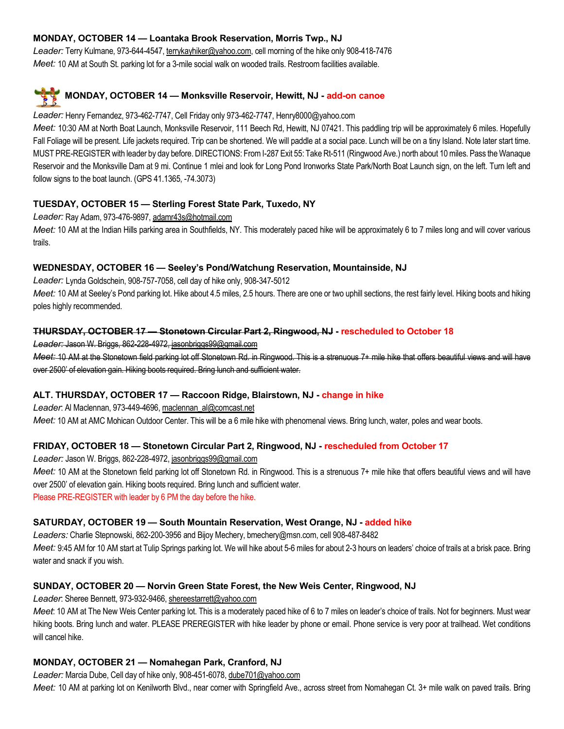**MONDAY, OCTOBER 14 — Loantaka Brook Reservation, Morris Twp., NJ**

*Leader:* Terry Kulmane, 973-644-4547, terrykayhiker@yahoo.com, cell morning of the hike only 908-418-7476

*Meet:* 10 AM at South St. parking lot for a 3-mile social walk on wooded trails. Restroom facilities available.

**MONDAY, OCTOBER 14 — Monksville Reservoir, Hewitt, NJ - add-on canoe**

*Leader:* Henry Fernandez, 973-462-7747, Cell Friday only 973-462-7747, Henry8000@yahoo.com

*Meet:* 10:30 AM at North Boat Launch, Monksville Reservoir, 111 Beech Rd, Hewitt, NJ 07421. This paddling trip will be approximately 6 miles. Hopefully Fall Foliage will be present. Life jackets required. Trip can be shortened. We will paddle at a social pace. Lunch will be on a tiny Island. Note later start time. MUST PRE-REGISTER with leader by day before. DIRECTIONS: From I-287 Exit 55: Take Rt-511 (Ringwood Ave.) north about 10 miles. Pass the Wanaque Reservoir and the Monksville Dam at 9 mi. Continue 1 mlei and look for Long Pond Ironworks State Park/North Boat Launch sign, on the left. Turn left and follow signs to the boat launch. (GPS 41.1365, -74.3073)

**TUESDAY, OCTOBER 15 — Sterling Forest State Park, Tuxedo, NY**

*Leader:* Ray Adam, 973-476-9897, adamr43s@hotmail.com

*Meet:* 10 AM at the Indian Hills parking area in Southfields, NY. This moderately paced hike will be approximately 6 to 7 miles long and will cover various trails.

**WEDNESDAY, OCTOBER 16 — Seeley's Pond/Watchung Reservation, Mountainside, NJ**

*Leader:* Lynda Goldschein, 908-757-7058, cell day of hike only, 908-347-5012

*Meet:* 10 AM at Seeley's Pond parking lot. Hike about 4.5 miles, 2.5 hours. There are one or two uphill sections, the rest fairly level. Hiking boots and hiking poles highly recommended.

~~**THURSDAY, OCTOBER 17 — Stonetown Circular Part 2, Ringwood, NJ**~~ **- rescheduled to October 18**

~~*Leader:* Jason W. Briggs, 862-228-4972, jasonbriggs99@gmail.com~~

~~*Meet:* 10 AM at the Stonetown field parking lot off Stonetown Rd. in Ringwood. This is a strenuous 7+ mile hike that offers beautiful views and will have over 2500' of elevation gain. Hiking boots required. Bring lunch and sufficient water.~~

**ALT. THURSDAY, OCTOBER 17 — Raccoon Ridge, Blairstown, NJ - change in hike**

*Leader*: Al Maclennan, 973-449-4696, maclennan_al@comcast.net

*Meet:* 10 AM at AMC Mohican Outdoor Center. This will be a 6 mile hike with phenomenal views. Bring lunch, water, poles and wear boots.

**FRIDAY, OCTOBER 18 — Stonetown Circular Part 2, Ringwood, NJ - rescheduled from October 17**

*Leader:* Jason W. Briggs, 862-228-4972, jasonbriggs99@gmail.com

*Meet:* 10 AM at the Stonetown field parking lot off Stonetown Rd. in Ringwood. This is a strenuous 7+ mile hike that offers beautiful views and will have over 2500' of elevation gain. Hiking boots required. Bring lunch and sufficient water.

Please PRE-REGISTER with leader by 6 PM the day before the hike.

**SATURDAY, OCTOBER 19 — South Mountain Reservation, West Orange, NJ - added hike**

*Leaders:* Charlie Stepnowski, 862-200-3956 and Bijoy Mechery, bmechery@msn.com, cell 908-487-8482

*Meet:* 9:45 AM for 10 AM start at Tulip Springs parking lot. We will hike about 5-6 miles for about 2-3 hours on leaders' choice of trails at a brisk pace. Bring water and snack if you wish.

**SUNDAY, OCTOBER 20 — Norvin Green State Forest, the New Weis Center, Ringwood, NJ**

*Leader*: Sheree Bennett, 973-932-9466, shereestarrett@yahoo.com

*Meet*: 10 AM at The New Weis Center parking lot. This is a moderately paced hike of 6 to 7 miles on leader's choice of trails. Not for beginners. Must wear hiking boots. Bring lunch and water. PLEASE PREREGISTER with hike leader by phone or email. Phone service is very poor at trailhead. Wet conditions will cancel hike.

**MONDAY, OCTOBER 21 — Nomahegan Park, Cranford, NJ**

*Leader:* Marcia Dube, Cell day of hike only, 908-451-6078, dube701@yahoo.com

*Meet:* 10 AM at parking lot on Kenilworth Blvd., near corner with Springfield Ave., across street from Nomahegan Ct. 3+ mile walk on paved trails. Bring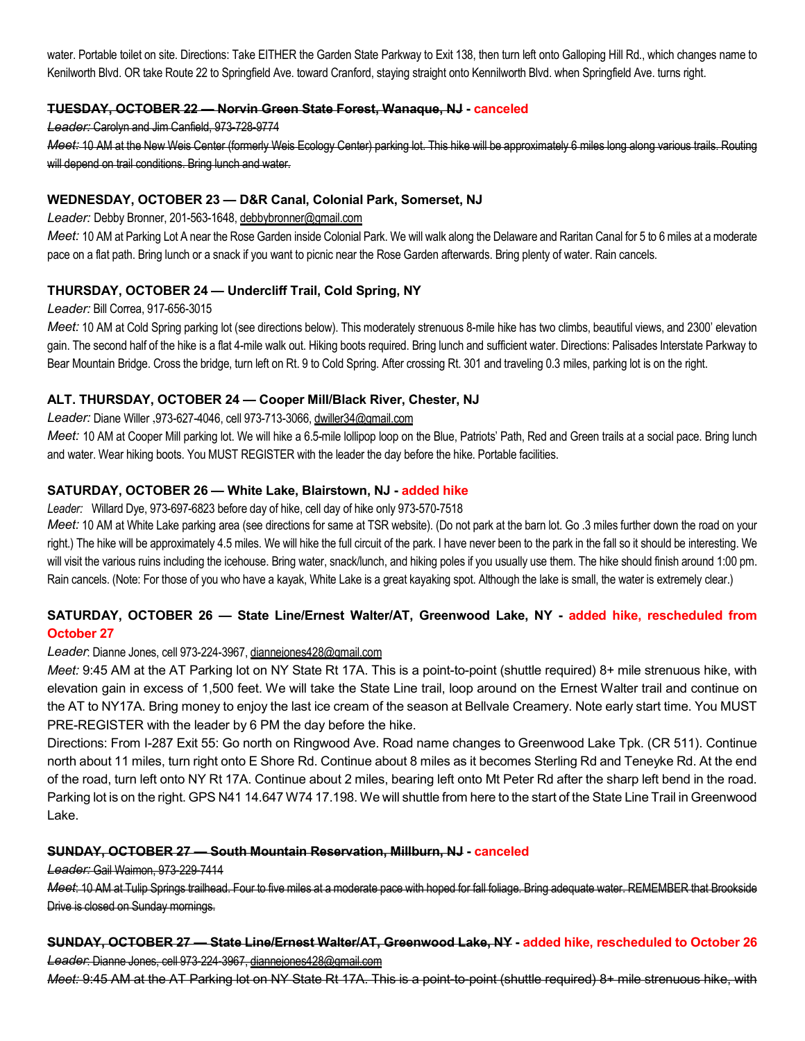water. Portable toilet on site. Directions: Take EITHER the Garden State Parkway to Exit 138, then turn left onto Galloping Hill Rd., which changes name to Kenilworth Blvd. OR take Route 22 to Springfield Ave. toward Cranford, staying straight onto Kennilworth Blvd. when Springfield Ave. turns right.

### ~~TUESDAY, OCTOBER 22 — Norvin Green State Forest, Wanaque, NJ~~ - canceled

~~*Leader:* Carolyn and Jim Canfield, 973-728-9774~~

~~*Meet:* 10 AM at the New Weis Center (formerly Weis Ecology Center) parking lot. This hike will be approximately 6 miles long along various trails. Routing will depend on trail conditions. Bring lunch and water.~~

### WEDNESDAY, OCTOBER 23 — D&R Canal, Colonial Park, Somerset, NJ

*Leader:* Debby Bronner, 201-563-1648, debbybronner@gmail.com

*Meet:* 10 AM at Parking Lot A near the Rose Garden inside Colonial Park. We will walk along the Delaware and Raritan Canal for 5 to 6 miles at a moderate pace on a flat path. Bring lunch or a snack if you want to picnic near the Rose Garden afterwards. Bring plenty of water. Rain cancels.

### THURSDAY, OCTOBER 24 — Undercliff Trail, Cold Spring, NY

*Leader:* Bill Correa, 917-656-3015

*Meet:* 10 AM at Cold Spring parking lot (see directions below). This moderately strenuous 8-mile hike has two climbs, beautiful views, and 2300' elevation gain. The second half of the hike is a flat 4-mile walk out. Hiking boots required. Bring lunch and sufficient water. Directions: Palisades Interstate Parkway to Bear Mountain Bridge. Cross the bridge, turn left on Rt. 9 to Cold Spring. After crossing Rt. 301 and traveling 0.3 miles, parking lot is on the right.

### ALT. THURSDAY, OCTOBER 24 — Cooper Mill/Black River, Chester, NJ

*Leader:* Diane Willer ,973-627-4046, cell 973-713-3066, dwiller34@gmail.com

*Meet:* 10 AM at Cooper Mill parking lot. We will hike a 6.5-mile lollipop loop on the Blue, Patriots' Path, Red and Green trails at a social pace. Bring lunch and water. Wear hiking boots. You MUST REGISTER with the leader the day before the hike. Portable facilities.

### SATURDAY, OCTOBER 26 — White Lake, Blairstown, NJ - added hike

*Leader:* Willard Dye, 973-697-6823 before day of hike, cell day of hike only 973-570-7518

*Meet:* 10 AM at White Lake parking area (see directions for same at TSR website). (Do not park at the barn lot. Go .3 miles further down the road on your right.) The hike will be approximately 4.5 miles. We will hike the full circuit of the park. I have never been to the park in the fall so it should be interesting. We will visit the various ruins including the icehouse. Bring water, snack/lunch, and hiking poles if you usually use them. The hike should finish around 1:00 pm. Rain cancels. (Note: For those of you who have a kayak, White Lake is a great kayaking spot. Although the lake is small, the water is extremely clear.)

### SATURDAY, OCTOBER 26 — State Line/Ernest Walter/AT, Greenwood Lake, NY - added hike, rescheduled from October 27

*Leader*: Dianne Jones, cell 973-224-3967, diannejones428@gmail.com

*Meet:* 9:45 AM at the AT Parking lot on NY State Rt 17A. This is a point-to-point (shuttle required) 8+ mile strenuous hike, with elevation gain in excess of 1,500 feet. We will take the State Line trail, loop around on the Ernest Walter trail and continue on the AT to NY17A. Bring money to enjoy the last ice cream of the season at Bellvale Creamery. Note early start time. You MUST PRE-REGISTER with the leader by 6 PM the day before the hike.

Directions: From I-287 Exit 55: Go north on Ringwood Ave. Road name changes to Greenwood Lake Tpk. (CR 511). Continue north about 11 miles, turn right onto E Shore Rd. Continue about 8 miles as it becomes Sterling Rd and Teneyke Rd. At the end of the road, turn left onto NY Rt 17A. Continue about 2 miles, bearing left onto Mt Peter Rd after the sharp left bend in the road. Parking lot is on the right. GPS N41 14.647 W74 17.198. We will shuttle from here to the start of the State Line Trail in Greenwood Lake.

### ~~SUNDAY, OCTOBER 27 — South Mountain Reservation, Millburn, NJ~~ - canceled

~~*Leader:* Gail Waimon, 973-229-7414~~

~~*Meet*: 10 AM at Tulip Springs trailhead. Four to five miles at a moderate pace with hoped for fall foliage. Bring adequate water. REMEMBER that Brookside Drive is closed on Sunday mornings.~~

### ~~SUNDAY, OCTOBER 27 — State Line/Ernest Walter/AT, Greenwood Lake, NY~~ - added hike, rescheduled to October 26

~~*Leader*: Dianne Jones, cell 973-224-3967, diannejones428@gmail.com~~

~~*Meet:* 9:45 AM at the AT Parking lot on NY State Rt 17A. This is a point-to-point (shuttle required) 8+ mile strenuous hike, with~~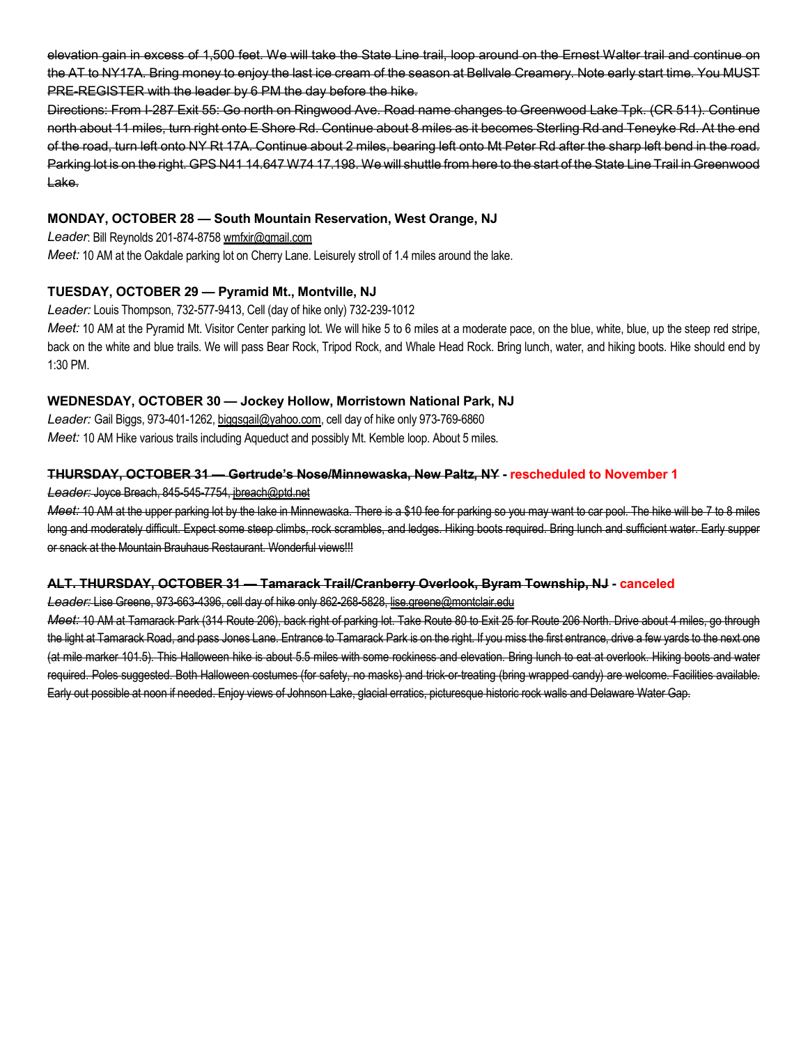~~elevation gain in excess of 1,500 feet. We will take the State Line trail, loop around on the Ernest Walter trail and continue on the AT to NY17A. Bring money to enjoy the last ice cream of the season at Bellvale Creamery. Note early start time. You MUST PRE-REGISTER with the leader by 6 PM the day before the hike.~~

~~Directions: From I-287 Exit 55: Go north on Ringwood Ave. Road name changes to Greenwood Lake Tpk. (CR 511). Continue north about 11 miles, turn right onto E Shore Rd. Continue about 8 miles as it becomes Sterling Rd and Teneyke Rd. At the end of the road, turn left onto NY Rt 17A. Continue about 2 miles, bearing left onto Mt Peter Rd after the sharp left bend in the road. Parking lot is on the right. GPS N41 14.647 W74 17.198. We will shuttle from here to the start of the State Line Trail in Greenwood Lake.~~

### MONDAY, OCTOBER 28 — South Mountain Reservation, West Orange, NJ

*Leader*: Bill Reynolds 201-874-8758 wmfxir@gmail.com

*Meet:* 10 AM at the Oakdale parking lot on Cherry Lane. Leisurely stroll of 1.4 miles around the lake.

### TUESDAY, OCTOBER 29 — Pyramid Mt., Montville, NJ

*Leader:* Louis Thompson, 732-577-9413, Cell (day of hike only) 732-239-1012

*Meet:* 10 AM at the Pyramid Mt. Visitor Center parking lot. We will hike 5 to 6 miles at a moderate pace, on the blue, white, blue, up the steep red stripe, back on the white and blue trails. We will pass Bear Rock, Tripod Rock, and Whale Head Rock. Bring lunch, water, and hiking boots. Hike should end by 1:30 PM.

### WEDNESDAY, OCTOBER 30 — Jockey Hollow, Morristown National Park, NJ

*Leader:* Gail Biggs, 973-401-1262, biggsgail@yahoo.com, cell day of hike only 973-769-6860

*Meet:* 10 AM Hike various trails including Aqueduct and possibly Mt. Kemble loop. About 5 miles.

### ~~THURSDAY, OCTOBER 31 — Gertrude's Nose/Minnewaska, New Paltz, NY~~ - rescheduled to November 1

~~*Leader:* Joyce Breach, 845-545-7754, jbreach@ptd.net~~

~~*Meet:* 10 AM at the upper parking lot by the lake in Minnewaska. There is a $10 fee for parking so you may want to car pool. The hike will be 7 to 8 miles long and moderately difficult. Expect some steep climbs, rock scrambles, and ledges. Hiking boots required. Bring lunch and sufficient water. Early supper or snack at the Mountain Brauhaus Restaurant. Wonderful views!!!~~

### ~~ALT. THURSDAY, OCTOBER 31 — Tamarack Trail/Cranberry Overlook, Byram Township, NJ~~ - canceled

~~*Leader:* Lise Greene, 973-663-4396, cell day of hike only 862-268-5828, lise.greene@montclair.edu~~

~~*Meet:* 10 AM at Tamarack Park (314 Route 206), back right of parking lot. Take Route 80 to Exit 25 for Route 206 North. Drive about 4 miles, go through the light at Tamarack Road, and pass Jones Lane. Entrance to Tamarack Park is on the right. If you miss the first entrance, drive a few yards to the next one (at mile marker 101.5). This Halloween hike is about 5.5 miles with some rockiness and elevation. Bring lunch to eat at overlook. Hiking boots and water required. Poles suggested. Both Halloween costumes (for safety, no masks) and trick-or-treating (bring wrapped candy) are welcome. Facilities available. Early out possible at noon if needed. Enjoy views of Johnson Lake, glacial erratics, picturesque historic rock walls and Delaware Water Gap.~~